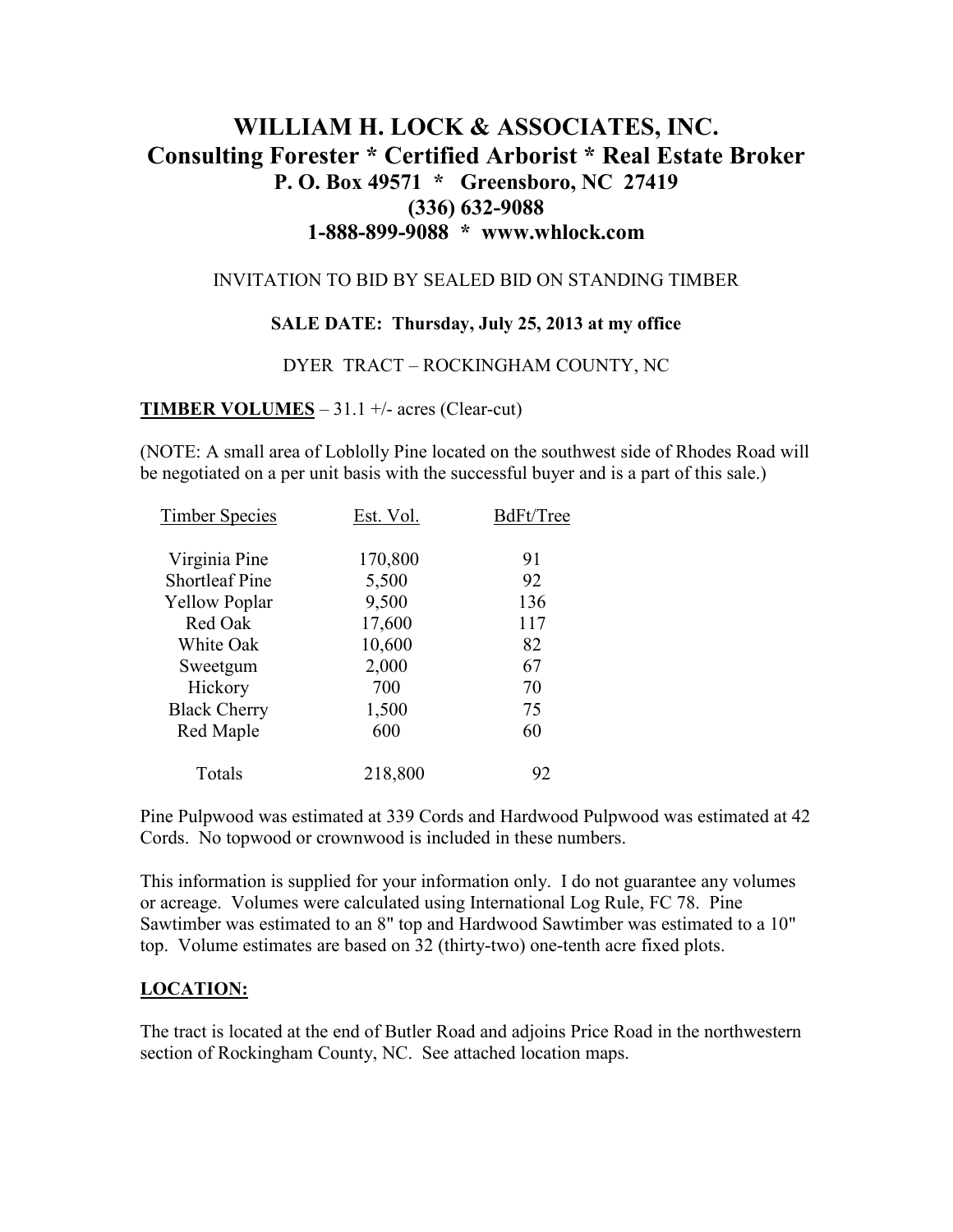# WILLIAM H. LOCK & ASSOCIATES, INC.
## Consulting Forester * Certified Arborist * Real Estate Broker
### P. O. Box 49571 * Greensboro, NC 27419
### (336) 632-9088
### 1-888-899-9088 * www.whlock.com

INVITATION TO BID BY SEALED BID ON STANDING TIMBER

**SALE DATE: Thursday, July 25, 2013 at my office**

DYER TRACT – ROCKINGHAM COUNTY, NC

**TIMBER VOLUMES** – 31.1 +/- acres (Clear-cut)

(NOTE: A small area of Loblolly Pine located on the southwest side of Rhodes Road will be negotiated on a per unit basis with the successful buyer and is a part of this sale.)

| Timber Species | Est. Vol. | BdFt/Tree |
|---|---|---|
| Virginia Pine | 170,800 | 91 |
| Shortleaf Pine | 5,500 | 92 |
| Yellow Poplar | 9,500 | 136 |
| Red Oak | 17,600 | 117 |
| White Oak | 10,600 | 82 |
| Sweetgum | 2,000 | 67 |
| Hickory | 700 | 70 |
| Black Cherry | 1,500 | 75 |
| Red Maple | 600 | 60 |
| Totals | 218,800 | 92 |

Pine Pulpwood was estimated at 339 Cords and Hardwood Pulpwood was estimated at 42 Cords. No topwood or crownwood is included in these numbers.

This information is supplied for your information only. I do not guarantee any volumes or acreage. Volumes were calculated using International Log Rule, FC 78. Pine Sawtimber was estimated to an 8" top and Hardwood Sawtimber was estimated to a 10" top. Volume estimates are based on 32 (thirty-two) one-tenth acre fixed plots.

**LOCATION:**

The tract is located at the end of Butler Road and adjoins Price Road in the northwestern section of Rockingham County, NC. See attached location maps.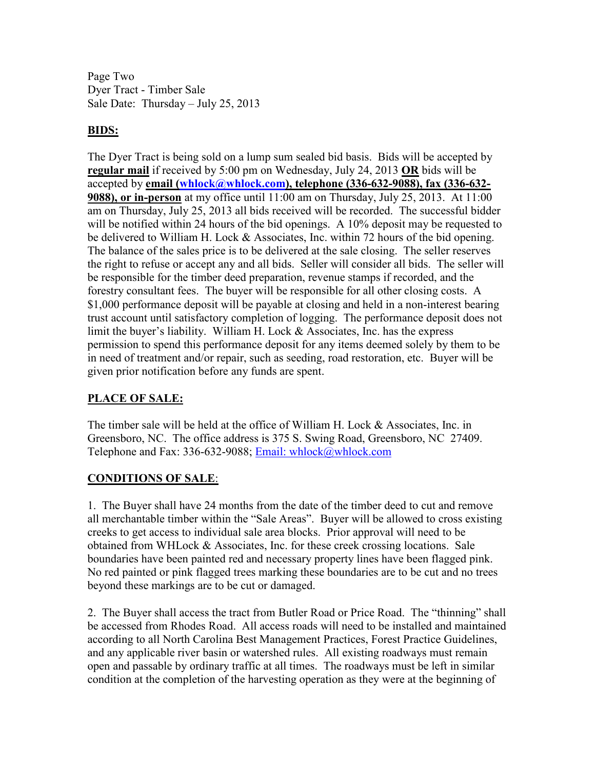Page Two
Dyer Tract - Timber Sale
Sale Date: Thursday – July 25, 2013

## **BIDS:**

The Dyer Tract is being sold on a lump sum sealed bid basis. Bids will be accepted by **regular mail** if received by 5:00 pm on Wednesday, July 24, 2013 **OR** bids will be accepted by **email (whlock@whlock.com), telephone (336-632-9088), fax (336-632-9088), or in-person** at my office until 11:00 am on Thursday, July 25, 2013. At 11:00 am on Thursday, July 25, 2013 all bids received will be recorded. The successful bidder will be notified within 24 hours of the bid openings. A 10% deposit may be requested to be delivered to William H. Lock & Associates, Inc. within 72 hours of the bid opening. The balance of the sales price is to be delivered at the sale closing. The seller reserves the right to refuse or accept any and all bids. Seller will consider all bids. The seller will be responsible for the timber deed preparation, revenue stamps if recorded, and the forestry consultant fees. The buyer will be responsible for all other closing costs. A $1,000 performance deposit will be payable at closing and held in a non-interest bearing trust account until satisfactory completion of logging. The performance deposit does not limit the buyer's liability. William H. Lock & Associates, Inc. has the express permission to spend this performance deposit for any items deemed solely by them to be in need of treatment and/or repair, such as seeding, road restoration, etc. Buyer will be given prior notification before any funds are spent.

## **PLACE OF SALE:**

The timber sale will be held at the office of William H. Lock & Associates, Inc. in Greensboro, NC. The office address is 375 S. Swing Road, Greensboro, NC 27409. Telephone and Fax: 336-632-9088; Email: whlock@whlock.com

## **CONDITIONS OF SALE**:

1. The Buyer shall have 24 months from the date of the timber deed to cut and remove all merchantable timber within the "Sale Areas". Buyer will be allowed to cross existing creeks to get access to individual sale area blocks. Prior approval will need to be obtained from WHLock & Associates, Inc. for these creek crossing locations. Sale boundaries have been painted red and necessary property lines have been flagged pink. No red painted or pink flagged trees marking these boundaries are to be cut and no trees beyond these markings are to be cut or damaged.

2. The Buyer shall access the tract from Butler Road or Price Road. The "thinning" shall be accessed from Rhodes Road. All access roads will need to be installed and maintained according to all North Carolina Best Management Practices, Forest Practice Guidelines, and any applicable river basin or watershed rules. All existing roadways must remain open and passable by ordinary traffic at all times. The roadways must be left in similar condition at the completion of the harvesting operation as they were at the beginning of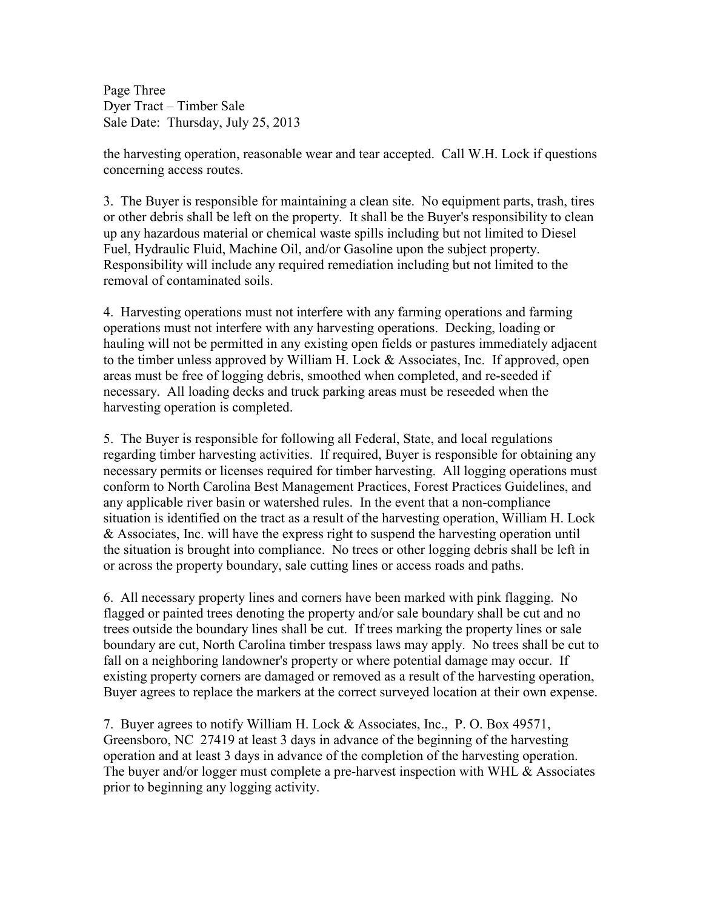the harvesting operation, reasonable wear and tear accepted. Call W.H. Lock if questions concerning access routes.

3. The Buyer is responsible for maintaining a clean site. No equipment parts, trash, tires or other debris shall be left on the property. It shall be the Buyer's responsibility to clean up any hazardous material or chemical waste spills including but not limited to Diesel Fuel, Hydraulic Fluid, Machine Oil, and/or Gasoline upon the subject property. Responsibility will include any required remediation including but not limited to the removal of contaminated soils.

4. Harvesting operations must not interfere with any farming operations and farming operations must not interfere with any harvesting operations. Decking, loading or hauling will not be permitted in any existing open fields or pastures immediately adjacent to the timber unless approved by William H. Lock & Associates, Inc. If approved, open areas must be free of logging debris, smoothed when completed, and re-seeded if necessary. All loading decks and truck parking areas must be reseeded when the harvesting operation is completed.

5. The Buyer is responsible for following all Federal, State, and local regulations regarding timber harvesting activities. If required, Buyer is responsible for obtaining any necessary permits or licenses required for timber harvesting. All logging operations must conform to North Carolina Best Management Practices, Forest Practices Guidelines, and any applicable river basin or watershed rules. In the event that a non-compliance situation is identified on the tract as a result of the harvesting operation, William H. Lock & Associates, Inc. will have the express right to suspend the harvesting operation until the situation is brought into compliance. No trees or other logging debris shall be left in or across the property boundary, sale cutting lines or access roads and paths.

6. All necessary property lines and corners have been marked with pink flagging. No flagged or painted trees denoting the property and/or sale boundary shall be cut and no trees outside the boundary lines shall be cut. If trees marking the property lines or sale boundary are cut, North Carolina timber trespass laws may apply. No trees shall be cut to fall on a neighboring landowner's property or where potential damage may occur. If existing property corners are damaged or removed as a result of the harvesting operation, Buyer agrees to replace the markers at the correct surveyed location at their own expense.

7. Buyer agrees to notify William H. Lock & Associates, Inc., P. O. Box 49571, Greensboro, NC 27419 at least 3 days in advance of the beginning of the harvesting operation and at least 3 days in advance of the completion of the harvesting operation. The buyer and/or logger must complete a pre-harvest inspection with WHL & Associates prior to beginning any logging activity.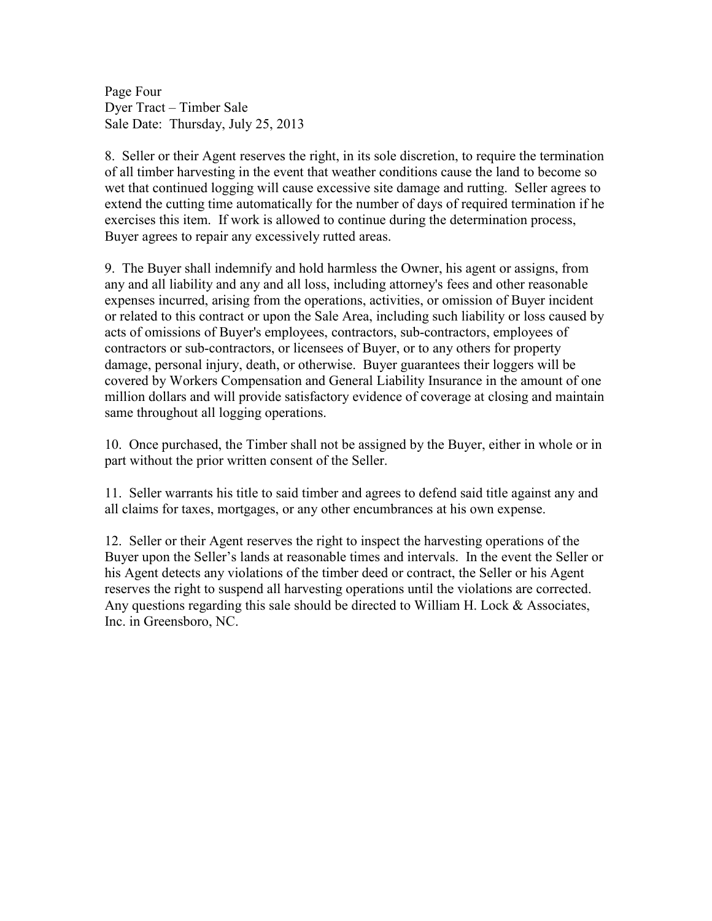Page Four
Dyer Tract – Timber Sale
Sale Date: Thursday, July 25, 2013

8. Seller or their Agent reserves the right, in its sole discretion, to require the termination of all timber harvesting in the event that weather conditions cause the land to become so wet that continued logging will cause excessive site damage and rutting. Seller agrees to extend the cutting time automatically for the number of days of required termination if he exercises this item. If work is allowed to continue during the determination process, Buyer agrees to repair any excessively rutted areas.

9. The Buyer shall indemnify and hold harmless the Owner, his agent or assigns, from any and all liability and any and all loss, including attorney's fees and other reasonable expenses incurred, arising from the operations, activities, or omission of Buyer incident or related to this contract or upon the Sale Area, including such liability or loss caused by acts of omissions of Buyer's employees, contractors, sub-contractors, employees of contractors or sub-contractors, or licensees of Buyer, or to any others for property damage, personal injury, death, or otherwise. Buyer guarantees their loggers will be covered by Workers Compensation and General Liability Insurance in the amount of one million dollars and will provide satisfactory evidence of coverage at closing and maintain same throughout all logging operations.

10. Once purchased, the Timber shall not be assigned by the Buyer, either in whole or in part without the prior written consent of the Seller.

11. Seller warrants his title to said timber and agrees to defend said title against any and all claims for taxes, mortgages, or any other encumbrances at his own expense.

12. Seller or their Agent reserves the right to inspect the harvesting operations of the Buyer upon the Seller's lands at reasonable times and intervals. In the event the Seller or his Agent detects any violations of the timber deed or contract, the Seller or his Agent reserves the right to suspend all harvesting operations until the violations are corrected. Any questions regarding this sale should be directed to William H. Lock & Associates, Inc. in Greensboro, NC.